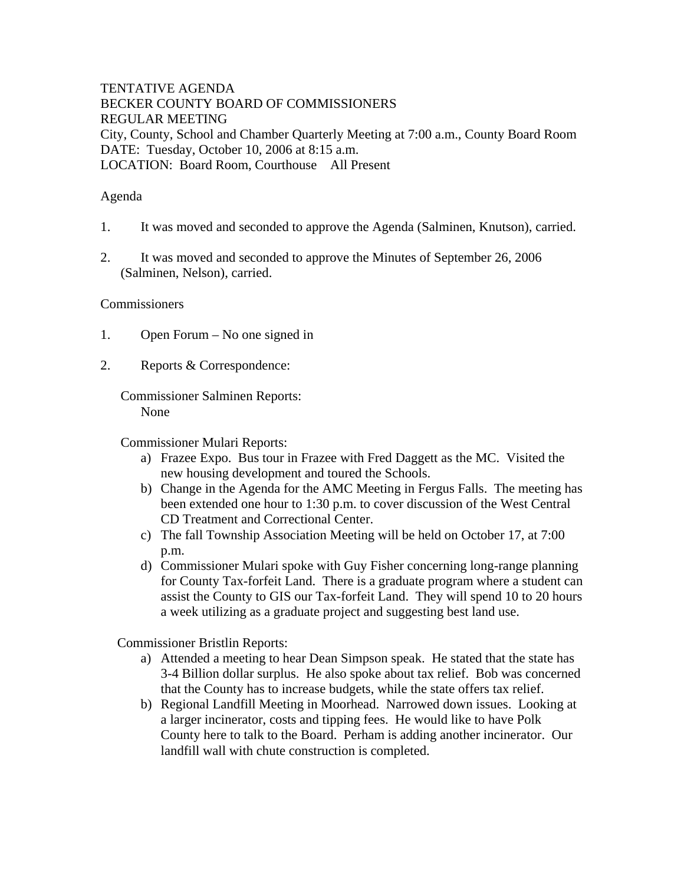TENTATIVE AGENDA
BECKER COUNTY BOARD OF COMMISSIONERS
REGULAR MEETING
City, County, School and Chamber Quarterly Meeting at 7:00 a.m., County Board Room
DATE: Tuesday, October 10, 2006 at 8:15 a.m.
LOCATION: Board Room, Courthouse All Present

Agenda

1. It was moved and seconded to approve the Agenda (Salminen, Knutson), carried.

2. It was moved and seconded to approve the Minutes of September 26, 2006 (Salminen, Nelson), carried.

Commissioners

1. Open Forum – No one signed in

2. Reports & Correspondence:

   Commissioner Salminen Reports:
   None

   Commissioner Mulari Reports:
   a) Frazee Expo. Bus tour in Frazee with Fred Daggett as the MC. Visited the new housing development and toured the Schools.
   b) Change in the Agenda for the AMC Meeting in Fergus Falls. The meeting has been extended one hour to 1:30 p.m. to cover discussion of the West Central CD Treatment and Correctional Center.
   c) The fall Township Association Meeting will be held on October 17, at 7:00 p.m.
   d) Commissioner Mulari spoke with Guy Fisher concerning long-range planning for County Tax-forfeit Land. There is a graduate program where a student can assist the County to GIS our Tax-forfeit Land. They will spend 10 to 20 hours a week utilizing as a graduate project and suggesting best land use.

   Commissioner Bristlin Reports:
   a) Attended a meeting to hear Dean Simpson speak. He stated that the state has 3-4 Billion dollar surplus. He also spoke about tax relief. Bob was concerned that the County has to increase budgets, while the state offers tax relief.
   b) Regional Landfill Meeting in Moorhead. Narrowed down issues. Looking at a larger incinerator, costs and tipping fees. He would like to have Polk County here to talk to the Board. Perham is adding another incinerator. Our landfill wall with chute construction is completed.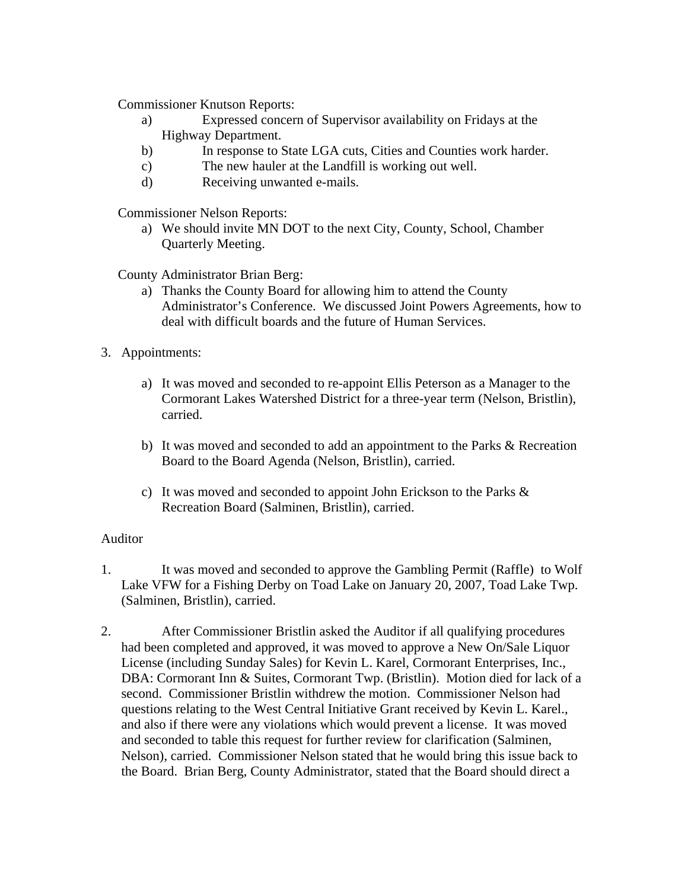Commissioner Knutson Reports:

a) Expressed concern of Supervisor availability on Fridays at the Highway Department.
b) In response to State LGA cuts, Cities and Counties work harder.
c) The new hauler at the Landfill is working out well.
d) Receiving unwanted e-mails.

Commissioner Nelson Reports:

a) We should invite MN DOT to the next City, County, School, Chamber Quarterly Meeting.

County Administrator Brian Berg:

a) Thanks the County Board for allowing him to attend the County Administrator's Conference. We discussed Joint Powers Agreements, how to deal with difficult boards and the future of Human Services.

3. Appointments:

   a) It was moved and seconded to re-appoint Ellis Peterson as a Manager to the Cormorant Lakes Watershed District for a three-year term (Nelson, Bristlin), carried.

   b) It was moved and seconded to add an appointment to the Parks & Recreation Board to the Board Agenda (Nelson, Bristlin), carried.

   c) It was moved and seconded to appoint John Erickson to the Parks & Recreation Board (Salminen, Bristlin), carried.

Auditor

1. It was moved and seconded to approve the Gambling Permit (Raffle) to Wolf Lake VFW for a Fishing Derby on Toad Lake on January 20, 2007, Toad Lake Twp. (Salminen, Bristlin), carried.

2. After Commissioner Bristlin asked the Auditor if all qualifying procedures had been completed and approved, it was moved to approve a New On/Sale Liquor License (including Sunday Sales) for Kevin L. Karel, Cormorant Enterprises, Inc., DBA: Cormorant Inn & Suites, Cormorant Twp. (Bristlin). Motion died for lack of a second. Commissioner Bristlin withdrew the motion. Commissioner Nelson had questions relating to the West Central Initiative Grant received by Kevin L. Karel., and also if there were any violations which would prevent a license. It was moved and seconded to table this request for further review for clarification (Salminen, Nelson), carried. Commissioner Nelson stated that he would bring this issue back to the Board. Brian Berg, County Administrator, stated that the Board should direct a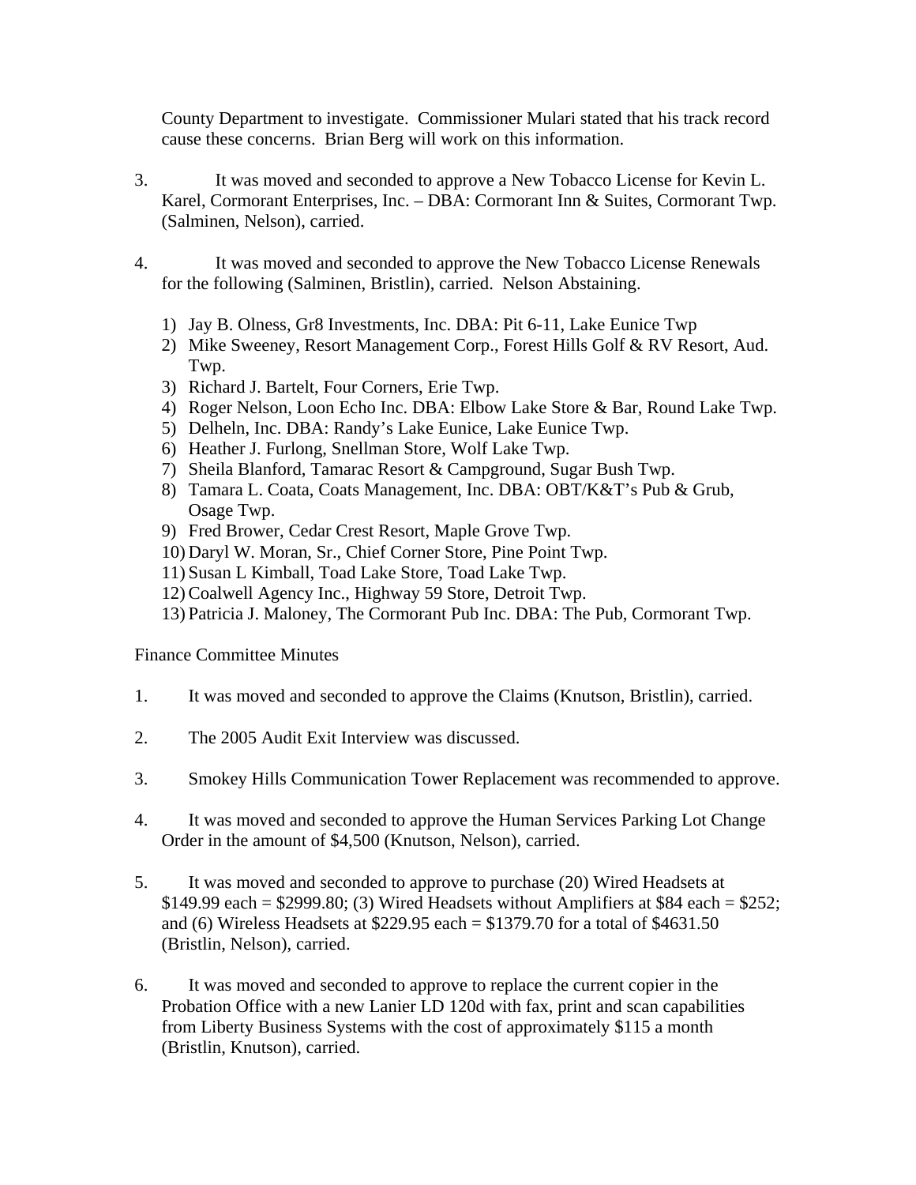County Department to investigate. Commissioner Mulari stated that his track record cause these concerns. Brian Berg will work on this information.

3. It was moved and seconded to approve a New Tobacco License for Kevin L. Karel, Cormorant Enterprises, Inc. – DBA: Cormorant Inn & Suites, Cormorant Twp. (Salminen, Nelson), carried.

4. It was moved and seconded to approve the New Tobacco License Renewals for the following (Salminen, Bristlin), carried. Nelson Abstaining.

   1) Jay B. Olness, Gr8 Investments, Inc. DBA: Pit 6-11, Lake Eunice Twp
   2) Mike Sweeney, Resort Management Corp., Forest Hills Golf & RV Resort, Aud. Twp.
   3) Richard J. Bartelt, Four Corners, Erie Twp.
   4) Roger Nelson, Loon Echo Inc. DBA: Elbow Lake Store & Bar, Round Lake Twp.
   5) Delheln, Inc. DBA: Randy's Lake Eunice, Lake Eunice Twp.
   6) Heather J. Furlong, Snellman Store, Wolf Lake Twp.
   7) Sheila Blanford, Tamarac Resort & Campground, Sugar Bush Twp.
   8) Tamara L. Coata, Coats Management, Inc. DBA: OBT/K&T's Pub & Grub, Osage Twp.
   9) Fred Brower, Cedar Crest Resort, Maple Grove Twp.
   10) Daryl W. Moran, Sr., Chief Corner Store, Pine Point Twp.
   11) Susan L Kimball, Toad Lake Store, Toad Lake Twp.
   12) Coalwell Agency Inc., Highway 59 Store, Detroit Twp.
   13) Patricia J. Maloney, The Cormorant Pub Inc. DBA: The Pub, Cormorant Twp.

Finance Committee Minutes

1. It was moved and seconded to approve the Claims (Knutson, Bristlin), carried.

2. The 2005 Audit Exit Interview was discussed.

3. Smokey Hills Communication Tower Replacement was recommended to approve.

4. It was moved and seconded to approve the Human Services Parking Lot Change Order in the amount of $4,500 (Knutson, Nelson), carried.

5. It was moved and seconded to approve to purchase (20) Wired Headsets at $149.99 each = $2999.80; (3) Wired Headsets without Amplifiers at $84 each = $252; and (6) Wireless Headsets at $229.95 each = $1379.70 for a total of $4631.50 (Bristlin, Nelson), carried.

6. It was moved and seconded to approve to replace the current copier in the Probation Office with a new Lanier LD 120d with fax, print and scan capabilities from Liberty Business Systems with the cost of approximately $115 a month (Bristlin, Knutson), carried.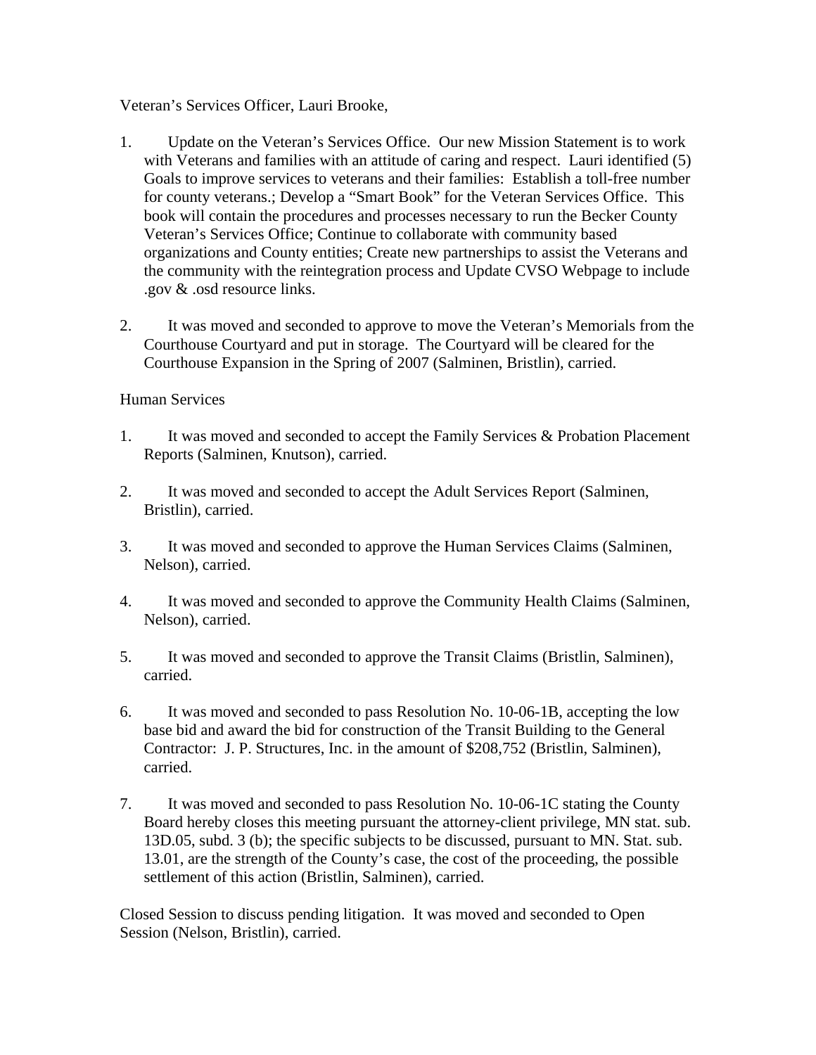Veteran's Services Officer, Lauri Brooke,

1. Update on the Veteran's Services Office. Our new Mission Statement is to work with Veterans and families with an attitude of caring and respect. Lauri identified (5) Goals to improve services to veterans and their families: Establish a toll-free number for county veterans.; Develop a "Smart Book" for the Veteran Services Office. This book will contain the procedures and processes necessary to run the Becker County Veteran's Services Office; Continue to collaborate with community based organizations and County entities; Create new partnerships to assist the Veterans and the community with the reintegration process and Update CVSO Webpage to include .gov & .osd resource links.

2. It was moved and seconded to approve to move the Veteran's Memorials from the Courthouse Courtyard and put in storage. The Courtyard will be cleared for the Courthouse Expansion in the Spring of 2007 (Salminen, Bristlin), carried.

Human Services

1. It was moved and seconded to accept the Family Services & Probation Placement Reports (Salminen, Knutson), carried.

2. It was moved and seconded to accept the Adult Services Report (Salminen, Bristlin), carried.

3. It was moved and seconded to approve the Human Services Claims (Salminen, Nelson), carried.

4. It was moved and seconded to approve the Community Health Claims (Salminen, Nelson), carried.

5. It was moved and seconded to approve the Transit Claims (Bristlin, Salminen), carried.

6. It was moved and seconded to pass Resolution No. 10-06-1B, accepting the low base bid and award the bid for construction of the Transit Building to the General Contractor: J. P. Structures, Inc. in the amount of $208,752 (Bristlin, Salminen), carried.

7. It was moved and seconded to pass Resolution No. 10-06-1C stating the County Board hereby closes this meeting pursuant the attorney-client privilege, MN stat. sub. 13D.05, subd. 3 (b); the specific subjects to be discussed, pursuant to MN. Stat. sub. 13.01, are the strength of the County's case, the cost of the proceeding, the possible settlement of this action (Bristlin, Salminen), carried.

Closed Session to discuss pending litigation. It was moved and seconded to Open Session (Nelson, Bristlin), carried.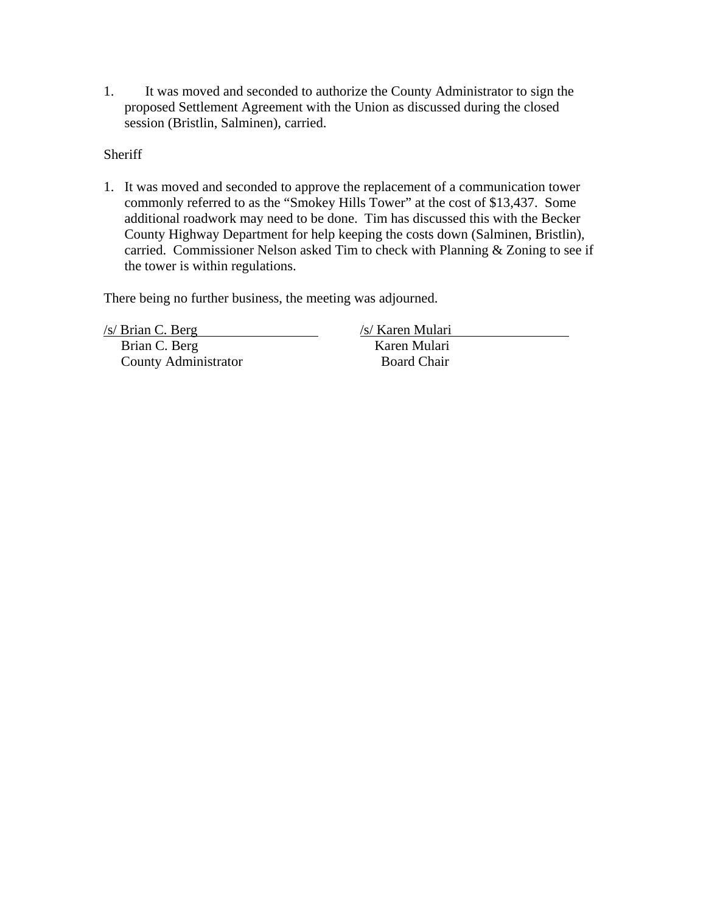1. It was moved and seconded to authorize the County Administrator to sign the proposed Settlement Agreement with the Union as discussed during the closed session (Bristlin, Salminen), carried.

Sheriff

1. It was moved and seconded to approve the replacement of a communication tower commonly referred to as the "Smokey Hills Tower" at the cost of $13,437. Some additional roadwork may need to be done. Tim has discussed this with the Becker County Highway Department for help keeping the costs down (Salminen, Bristlin), carried. Commissioner Nelson asked Tim to check with Planning & Zoning to see if the tower is within regulations.

There being no further business, the meeting was adjourned.

| | |
|---|---|
| /s/ Brian C. Berg | /s/ Karen Mulari |
| Brian C. Berg | Karen Mulari |
| County Administrator | Board Chair |